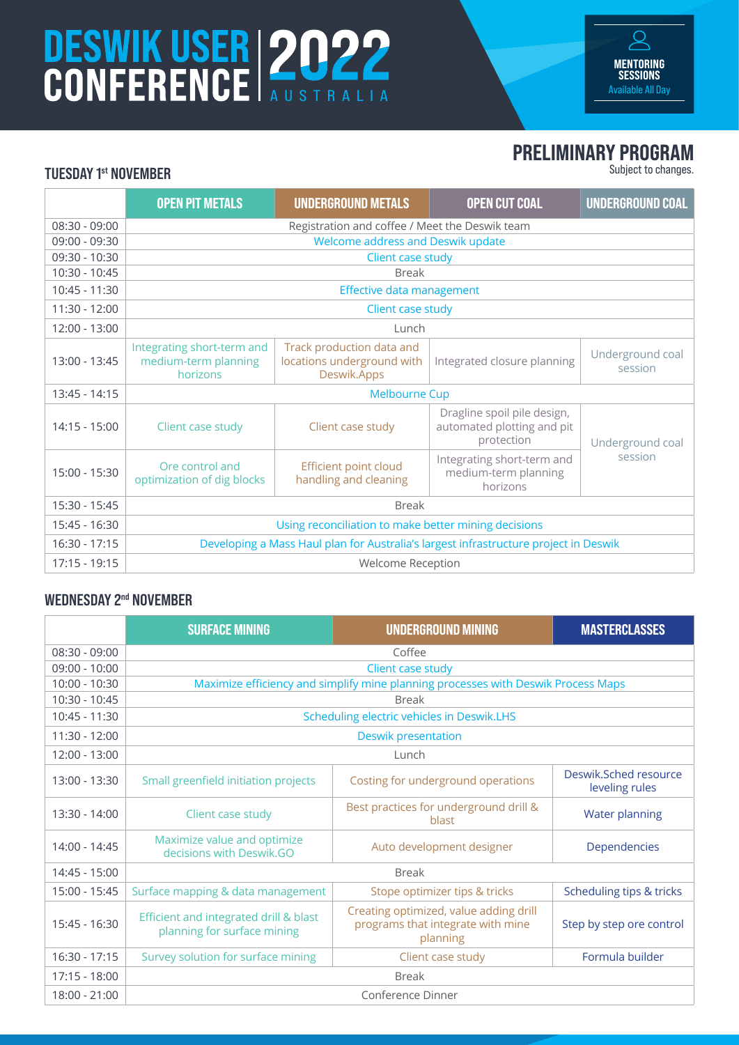# DESWIK USER CONFERENCE 2022

AUSTRALIA

**MENTORING SESSIONS**
Available All Day

## PRELIMINARY PROGRAM

Subject to changes.

### TUESDAY 1st NOVEMBER

| | OPEN PIT METALS | UNDERGROUND METALS | OPEN CUT COAL | UNDERGROUND COAL |
|---|---|---|---|---|
| 08:30 - 09:00 | Registration and coffee / Meet the Deswik team | | | |
| 09:00 - 09:30 | Welcome address and Deswik update | | | |
| 09:30 - 10:30 | Client case study | | | |
| 10:30 - 10:45 | Break | | | |
| 10:45 - 11:30 | Effective data management | | | |
| 11:30 - 12:00 | Client case study | | | |
| 12:00 - 13:00 | Lunch | | | |
| 13:00 - 13:45 | Integrating short-term and medium-term planning horizons | Track production data and locations underground with Deswik.Apps | Integrated closure planning | Underground coal session |
| 13:45 - 14:15 | Melbourne Cup | | | |
| 14:15 - 15:00 | Client case study | Client case study | Dragline spoil pile design, automated plotting and pit protection | Underground coal session |
| 15:00 - 15:30 | Ore control and optimization of dig blocks | Efficient point cloud handling and cleaning | Integrating short-term and medium-term planning horizons | |
| 15:30 - 15:45 | Break | | | |
| 15:45 - 16:30 | Using reconciliation to make better mining decisions | | | |
| 16:30 - 17:15 | Developing a Mass Haul plan for Australia's largest infrastructure project in Deswik | | | |
| 17:15 - 19:15 | Welcome Reception | | | |

### WEDNESDAY 2nd NOVEMBER

| | SURFACE MINING | UNDERGROUND MINING | MASTERCLASSES |
|---|---|---|---|
| 08:30 - 09:00 | Coffee | | |
| 09:00 - 10:00 | Client case study | | |
| 10:00 - 10:30 | Maximize efficiency and simplify mine planning processes with Deswik Process Maps | | |
| 10:30 - 10:45 | Break | | |
| 10:45 - 11:30 | Scheduling electric vehicles in Deswik.LHS | | |
| 11:30 - 12:00 | Deswik presentation | | |
| 12:00 - 13:00 | Lunch | | |
| 13:00 - 13:30 | Small greenfield initiation projects | Costing for underground operations | Deswik.Sched resource leveling rules |
| 13:30 - 14:00 | Client case study | Best practices for underground drill & blast | Water planning |
| 14:00 - 14:45 | Maximize value and optimize decisions with Deswik.GO | Auto development designer | Dependencies |
| 14:45 - 15:00 | Break | | |
| 15:00 - 15:45 | Surface mapping & data management | Stope optimizer tips & tricks | Scheduling tips & tricks |
| 15:45 - 16:30 | Efficient and integrated drill & blast planning for surface mining | Creating optimized, value adding drill programs that integrate with mine planning | Step by step ore control |
| 16:30 - 17:15 | Survey solution for surface mining | Client case study | Formula builder |
| 17:15 - 18:00 | Break | | |
| 18:00 - 21:00 | Conference Dinner | | |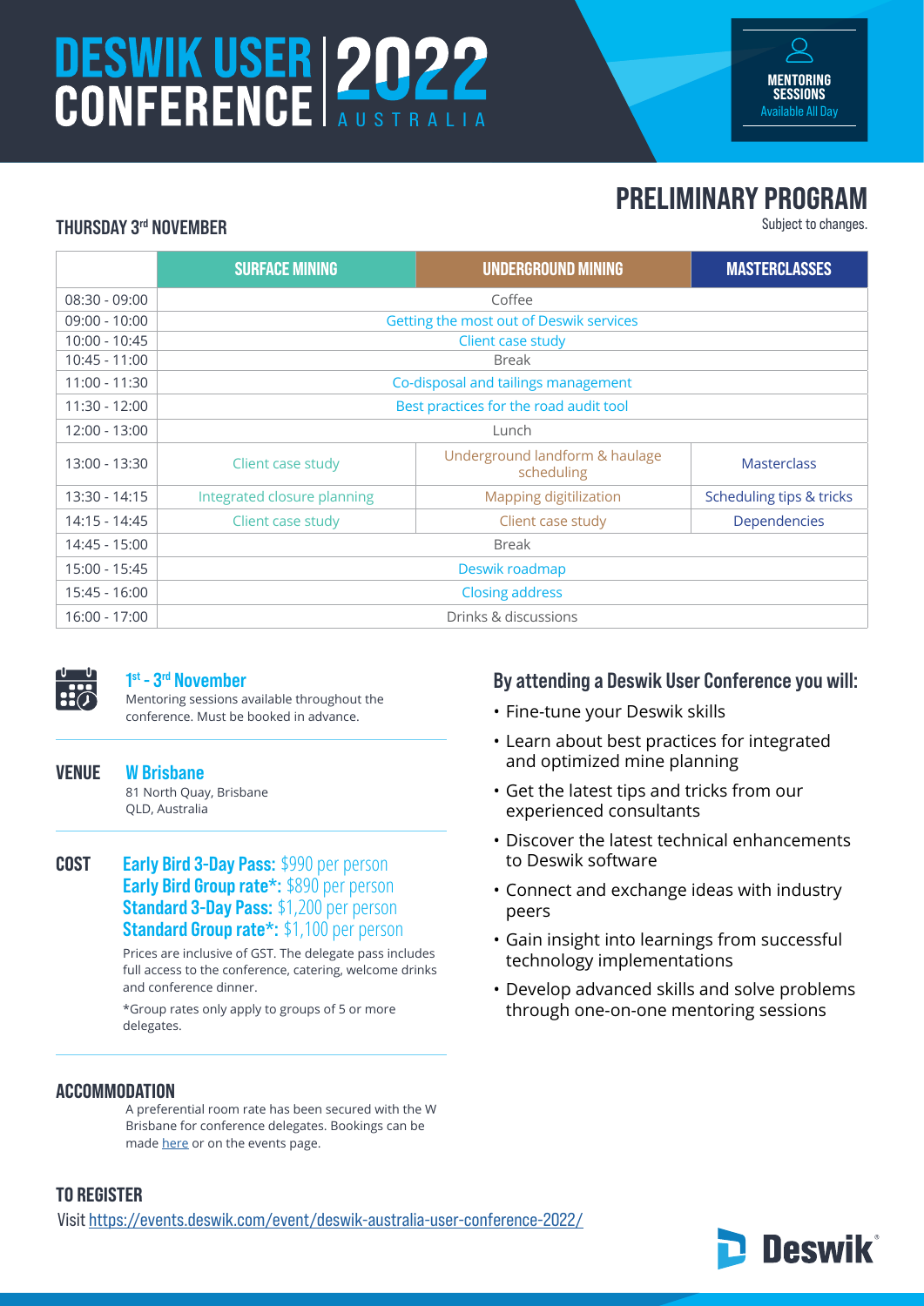# DESWIK USER CONFERENCE 2022 AUSTRALIA

**MENTORING SESSIONS**
Available All Day

## PRELIMINARY PROGRAM

Subject to changes.

### THURSDAY 3rd NOVEMBER

| | SURFACE MINING | UNDERGROUND MINING | MASTERCLASSES |
|---|---|---|---|
| 08:30 - 09:00 | Coffee | | |
| 09:00 - 10:00 | Getting the most out of Deswik services | | |
| 10:00 - 10:45 | Client case study | | |
| 10:45 - 11:00 | Break | | |
| 11:00 - 11:30 | Co-disposal and tailings management | | |
| 11:30 - 12:00 | Best practices for the road audit tool | | |
| 12:00 - 13:00 | Lunch | | |
| 13:00 - 13:30 | Client case study | Underground landform & haulage scheduling | Masterclass |
| 13:30 - 14:15 | Integrated closure planning | Mapping digitilization | Scheduling tips & tricks |
| 14:15 - 14:45 | Client case study | Client case study | Dependencies |
| 14:45 - 15:00 | Break | | |
| 15:00 - 15:45 | Deswik roadmap | | |
| 15:45 - 16:00 | Closing address | | |
| 16:00 - 17:00 | Drinks & discussions | | |

**1st - 3rd November**
Mentoring sessions available throughout the conference. Must be booked in advance.

**VENUE** **W Brisbane**
81 North Quay, Brisbane
QLD, Australia

**COST**
**Early Bird 3-Day Pass:** $990 per person
**Early Bird Group rate*:** $890 per person
**Standard 3-Day Pass:** $1,200 per person
**Standard Group rate*:** $1,100 per person

Prices are inclusive of GST. The delegate pass includes full access to the conference, catering, welcome drinks and conference dinner.

*Group rates only apply to groups of 5 or more delegates.

### ACCOMMODATION

A preferential room rate has been secured with the W Brisbane for conference delegates. Bookings can be made here or on the events page.

### TO REGISTER

Visit https://events.deswik.com/event/deswik-australia-user-conference-2022/

### By attending a Deswik User Conference you will:

- Fine-tune your Deswik skills
- Learn about best practices for integrated and optimized mine planning
- Get the latest tips and tricks from our experienced consultants
- Discover the latest technical enhancements to Deswik software
- Connect and exchange ideas with industry peers
- Gain insight into learnings from successful technology implementations
- Develop advanced skills and solve problems through one-on-one mentoring sessions

Deswik®